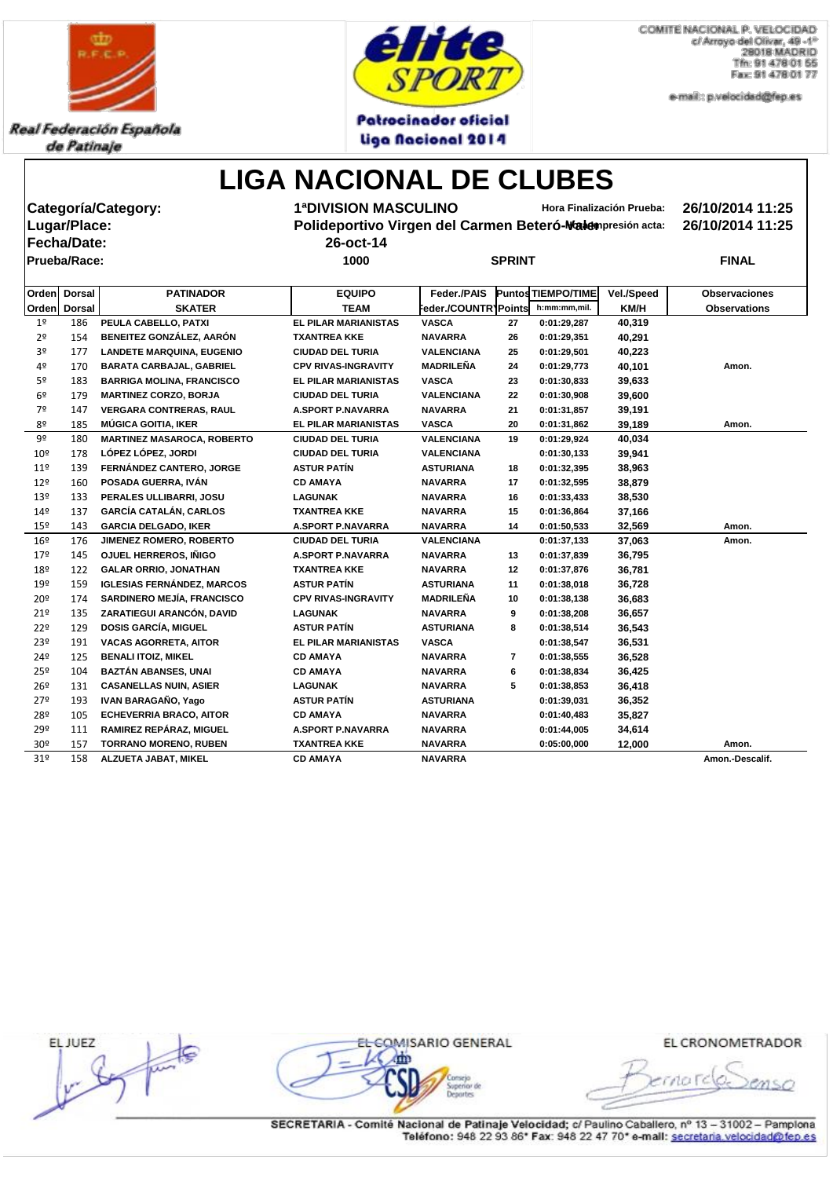Real Federación Española de Patinaje

Patrocinador oficial Liga Nacional 2014

COMITE NACIONAL P. VELOCIDAD
c/ Arroyo del Olivar, 49 -1º
28018 MADRID
Tfn: 91 478 01 55
Fax: 91 478 01 77
e-mail: p.velocidad@fep.es

# LIGA NACIONAL DE CLUBES

**Categoría/Category:** 1ªDIVISION MASCULINO — **Hora Finalización Prueba:** 26/10/2014 11:25

**Lugar/Place:** Polideportivo Virgen del Carmen Beteró-Valencia — **Hora Impresión acta:** 26/10/2014 11:25

**Fecha/Date:** 26-oct-14

**Prueba/Race:** 1000 — SPRINT — FINAL

| Orden | Dorsal | PATINADOR | EQUIPO | Feder./PAIS | Puntos | TIEMPO/TIME | Vel./Speed | Observaciones |
|---|---|---|---|---|---|---|---|---|
| Orden | Dorsal | SKATER | TEAM | Feder./COUNTRY | Points | h:mm:mm,mil. | KM/H | Observations |
| 1º | 186 | PEULA CABELLO, PATXI | EL PILAR MARIANISTAS | VASCA | 27 | 0:01:29,287 | 40,319 | |
| 2º | 154 | BENEITEZ GONZÁLEZ, AARÓN | TXANTREA KKE | NAVARRA | 26 | 0:01:29,351 | 40,291 | |
| 3º | 177 | LANDETE MARQUINA, EUGENIO | CIUDAD DEL TURIA | VALENCIANA | 25 | 0:01:29,501 | 40,223 | |
| 4º | 170 | BARATA CARBAJAL, GABRIEL | CPV RIVAS-INGRAVITY | MADRILEÑA | 24 | 0:01:29,773 | 40,101 | Amon. |
| 5º | 183 | BARRIGA MOLINA, FRANCISCO | EL PILAR MARIANISTAS | VASCA | 23 | 0:01:30,833 | 39,633 | |
| 6º | 179 | MARTINEZ CORZO, BORJA | CIUDAD DEL TURIA | VALENCIANA | 22 | 0:01:30,908 | 39,600 | |
| 7º | 147 | VERGARA CONTRERAS, RAUL | A.SPORT P.NAVARRA | NAVARRA | 21 | 0:01:31,857 | 39,191 | |
| 8º | 185 | MÚGICA GOITIA, IKER | EL PILAR MARIANISTAS | VASCA | 20 | 0:01:31,862 | 39,189 | Amon. |
| 9º | 180 | MARTINEZ MASAROCA, ROBERTO | CIUDAD DEL TURIA | VALENCIANA | 19 | 0:01:29,924 | 40,034 | |
| 10º | 178 | LÓPEZ LÓPEZ, JORDI | CIUDAD DEL TURIA | VALENCIANA | | 0:01:30,133 | 39,941 | |
| 11º | 139 | FERNÁNDEZ CANTERO, JORGE | ASTUR PATÍN | ASTURIANA | 18 | 0:01:32,395 | 38,963 | |
| 12º | 160 | POSADA GUERRA, IVÁN | CD AMAYA | NAVARRA | 17 | 0:01:32,595 | 38,879 | |
| 13º | 133 | PERALES ULLIBARRI, JOSU | LAGUNAK | NAVARRA | 16 | 0:01:33,433 | 38,530 | |
| 14º | 137 | GARCÍA CATALÁN, CARLOS | TXANTREA KKE | NAVARRA | 15 | 0:01:36,864 | 37,166 | |
| 15º | 143 | GARCIA DELGADO, IKER | A.SPORT P.NAVARRA | NAVARRA | 14 | 0:01:50,533 | 32,569 | Amon. |
| 16º | 176 | JIMENEZ ROMERO, ROBERTO | CIUDAD DEL TURIA | VALENCIANA | | 0:01:37,133 | 37,063 | Amon. |
| 17º | 145 | OJUEL HERREROS, IÑIGO | A.SPORT P.NAVARRA | NAVARRA | 13 | 0:01:37,839 | 36,795 | |
| 18º | 122 | GALAR ORRIO, JONATHAN | TXANTREA KKE | NAVARRA | 12 | 0:01:37,876 | 36,781 | |
| 19º | 159 | IGLESIAS FERNÁNDEZ, MARCOS | ASTUR PATÍN | ASTURIANA | 11 | 0:01:38,018 | 36,728 | |
| 20º | 174 | SARDINERO MEJÍA, FRANCISCO | CPV RIVAS-INGRAVITY | MADRILEÑA | 10 | 0:01:38,138 | 36,683 | |
| 21º | 135 | ZARATIEGUI ARANCÓN, DAVID | LAGUNAK | NAVARRA | 9 | 0:01:38,208 | 36,657 | |
| 22º | 129 | DOSIS GARCÍA, MIGUEL | ASTUR PATÍN | ASTURIANA | 8 | 0:01:38,514 | 36,543 | |
| 23º | 191 | VACAS AGORRETA, AITOR | EL PILAR MARIANISTAS | VASCA | | 0:01:38,547 | 36,531 | |
| 24º | 125 | BENALI ITOIZ, MIKEL | CD AMAYA | NAVARRA | 7 | 0:01:38,555 | 36,528 | |
| 25º | 104 | BAZTÁN ABANSES, UNAI | CD AMAYA | NAVARRA | 6 | 0:01:38,834 | 36,425 | |
| 26º | 131 | CASANELLAS NUIN, ASIER | LAGUNAK | NAVARRA | 5 | 0:01:38,853 | 36,418 | |
| 27º | 193 | IVAN BARAGAÑO, Yago | ASTUR PATÍN | ASTURIANA | | 0:01:39,031 | 36,352 | |
| 28º | 105 | ECHEVERRIA BRACO, AITOR | CD AMAYA | NAVARRA | | 0:01:40,483 | 35,827 | |
| 29º | 111 | RAMIREZ REPÁRAZ, MIGUEL | A.SPORT P.NAVARRA | NAVARRA | | 0:01:44,005 | 34,614 | |
| 30º | 157 | TORRANO MORENO, RUBEN | TXANTREA KKE | NAVARRA | | 0:05:00,000 | 12,000 | Amon. |
| 31º | 158 | ALZUETA JABAT, MIKEL | CD AMAYA | NAVARRA | | | | Amon.-Descalif. |

EL JUEZ — EL COMISARIO GENERAL — EL CRONOMETRADOR

SECRETARIA - Comité Nacional de Patinaje Velocidad; c/ Paulino Caballero, nº 13 – 31002 – Pamplona
Teléfono: 948 22 93 86* Fax: 948 22 47 70* e-mail: secretaria.velocidad@fep.es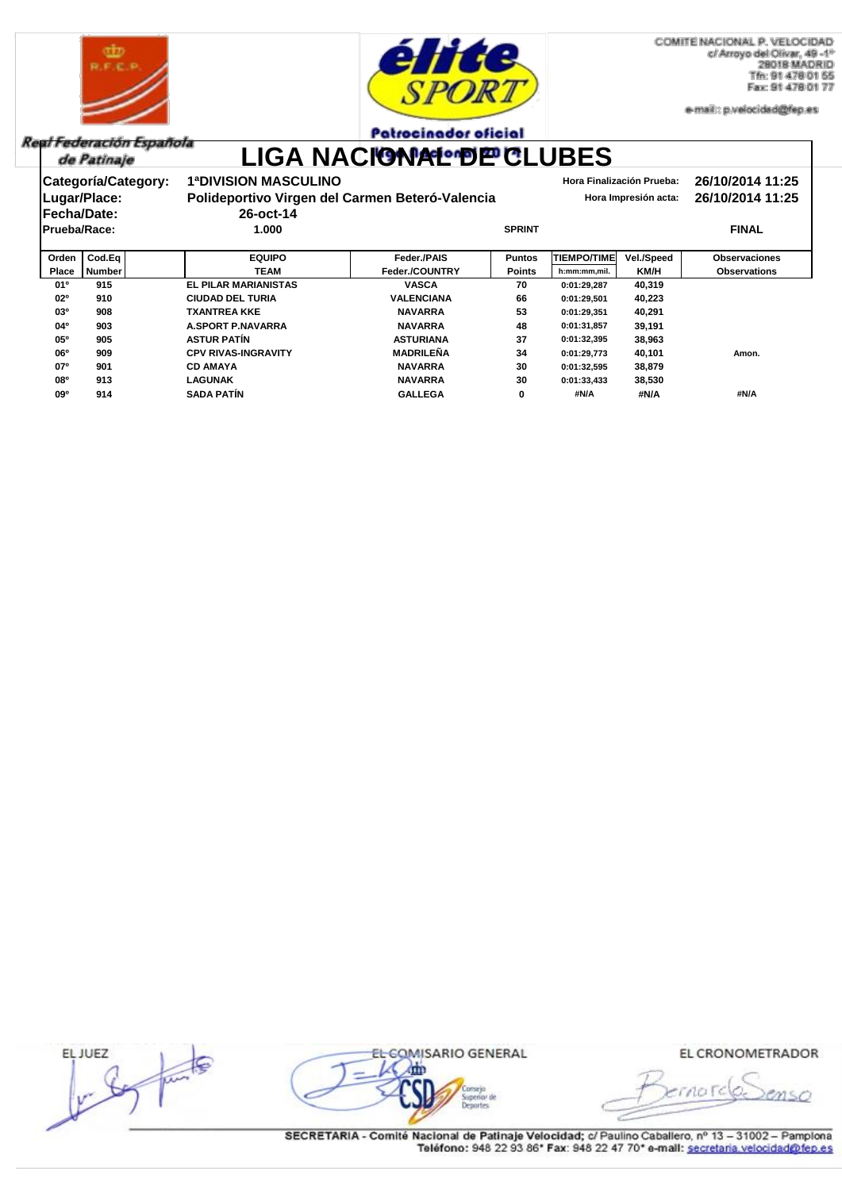Real Federación Española de Patinaje

Patrocinador oficial

COMITE NACIONAL P. VELOCIDAD
c/ Arroyo del Olivar, 49 -1º
28018 MADRID
Tfn: 91 478 01 55
Fax: 91 478 01 77
e-mail: p.velocidad@fep.es

# LIGA NACIONAL DE CLUBES

| | | | |
|---|---|---|---|
| **Categoría/Category:** | **1ªDIVISION MASCULINO** | **Hora Finalización Prueba:** | **26/10/2014 11:25** |
| **Lugar/Place:** | **Polideportivo Virgen del Carmen Beteró-Valencia** | **Hora Impresión acta:** | **26/10/2014 11:25** |
| **Fecha/Date:** | **26-oct-14** | | |
| **Prueba/Race:** | **1.000** | **SPRINT** | **FINAL** |

| Orden Place | Cod.Eq Number | EQUIPO TEAM | Feder./PAIS Feder./COUNTRY | Puntos Points | TIEMPO/TIME h:mm:mm,mil. | Vel./Speed KM/H | Observaciones Observations |
|---|---|---|---|---|---|---|---|
| 01º | 915 | EL PILAR MARIANISTAS | VASCA | 70 | 0:01:29,287 | 40,319 | |
| 02º | 910 | CIUDAD DEL TURIA | VALENCIANA | 66 | 0:01:29,501 | 40,223 | |
| 03º | 908 | TXANTREA KKE | NAVARRA | 53 | 0:01:29,351 | 40,291 | |
| 04º | 903 | A.SPORT P.NAVARRA | NAVARRA | 48 | 0:01:31,857 | 39,191 | |
| 05º | 905 | ASTUR PATÍN | ASTURIANA | 37 | 0:01:32,395 | 38,963 | |
| 06º | 909 | CPV RIVAS-INGRAVITY | MADRILEÑA | 34 | 0:01:29,773 | 40,101 | Amon. |
| 07º | 901 | CD AMAYA | NAVARRA | 30 | 0:01:32,595 | 38,879 | |
| 08º | 913 | LAGUNAK | NAVARRA | 30 | 0:01:33,433 | 38,530 | |
| 09º | 914 | SADA PATÍN | GALLEGA | 0 | #N/A | #N/A | #N/A |

EL JUEZ — EL COMISARIO GENERAL — EL CRONOMETRADOR

SECRETARIA - Comité Nacional de Patinaje Velocidad; c/ Paulino Caballero, nº 13 – 31002 – Pamplona
Teléfono: 948 22 93 86* Fax: 948 22 47 70* e-mail: secretaria.velocidad@fep.es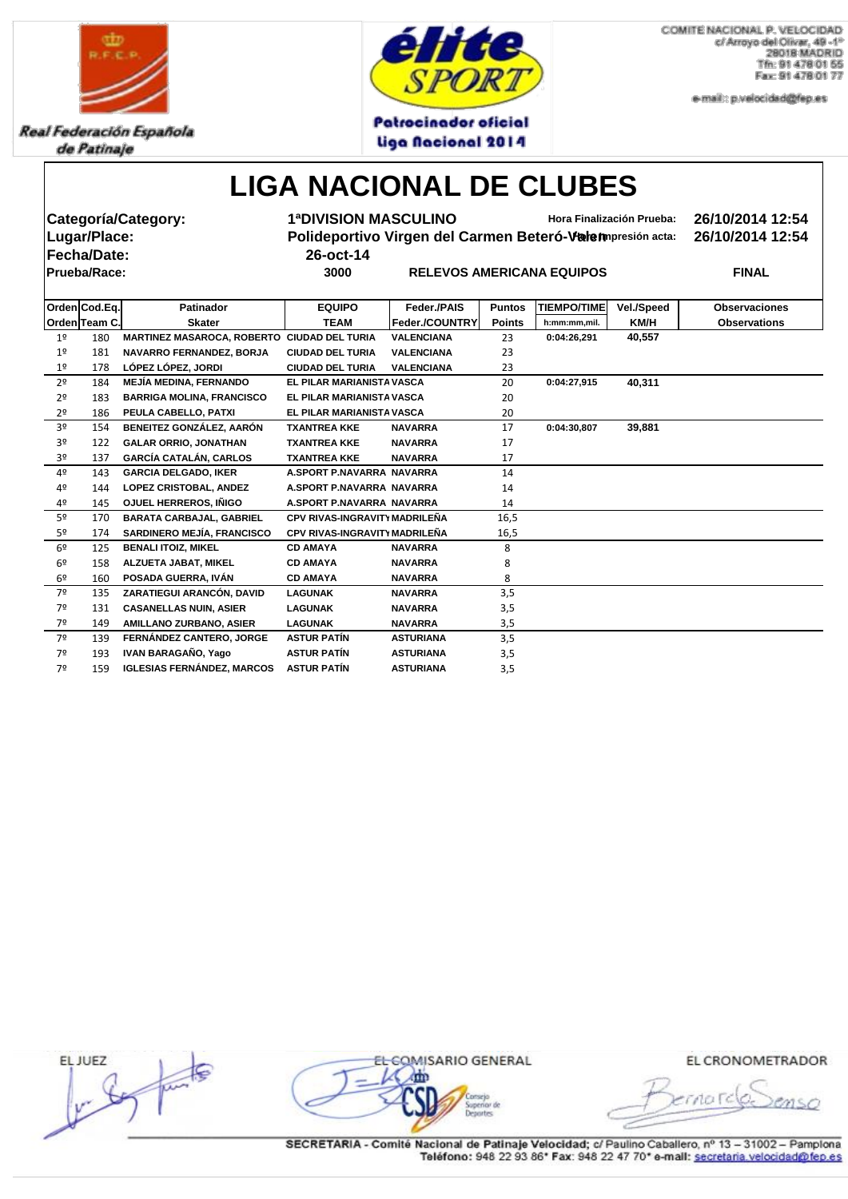Real Federación Española de Patinaje

Patrocinador oficial Liga Nacional 2014

COMITÉ NACIONAL P. VELOCIDAD
c/ Arroyo del Olivar, 49 -1º
28018 MADRID
Tfn: 91 478 01 55
Fax: 91 478 01 77
e-mail: p.velocidad@fep.es

# LIGA NACIONAL DE CLUBES

**Categoría/Category:** 1ªDIVISION MASCULINO — **Hora Finalización Prueba:** 26/10/2014 12:54

**Lugar/Place:** Polideportivo Virgen del Carmen Beteró-Valen — **Fecha impresión acta:** 26/10/2014 12:54

**Fecha/Date:** 26-oct-14

**Prueba/Race:** 3000 — RELEVOS AMERICANA EQUIPOS — FINAL

| Orden / Orden | Cod.Eq. / Team C. | Patinador / Skater | EQUIPO / TEAM | Feder./PAIS / Feder./COUNTRY | Puntos / Points | TIEMPO/TIME / h:mm:mm,mil. | Vel./Speed / KM/H | Observaciones / Observations |
|---|---|---|---|---|---|---|---|---|
| 1º | 180 | MARTINEZ MASAROCA, ROBERTO | CIUDAD DEL TURIA | VALENCIANA | 23 | 0:04:26,291 | 40,557 | |
| 1º | 181 | NAVARRO FERNANDEZ, BORJA | CIUDAD DEL TURIA | VALENCIANA | 23 | | | |
| 1º | 178 | LÓPEZ LÓPEZ, JORDI | CIUDAD DEL TURIA | VALENCIANA | 23 | | | |
| 2º | 184 | MEJÍA MEDINA, FERNANDO | EL PILAR MARIANISTA | VASCA | 20 | 0:04:27,915 | 40,311 | |
| 2º | 183 | BARRIGA MOLINA, FRANCISCO | EL PILAR MARIANISTA | VASCA | 20 | | | |
| 2º | 186 | PEULA CABELLO, PATXI | EL PILAR MARIANISTA | VASCA | 20 | | | |
| 3º | 154 | BENEITEZ GONZÁLEZ, AARÓN | TXANTREA KKE | NAVARRA | 17 | 0:04:30,807 | 39,881 | |
| 3º | 122 | GALAR ORRIO, JONATHAN | TXANTREA KKE | NAVARRA | 17 | | | |
| 3º | 137 | GARCÍA CATALÁN, CARLOS | TXANTREA KKE | NAVARRA | 17 | | | |
| 4º | 143 | GARCIA DELGADO, IKER | A.SPORT P.NAVARRA | NAVARRA | 14 | | | |
| 4º | 144 | LOPEZ CRISTOBAL, ANDEZ | A.SPORT P.NAVARRA | NAVARRA | 14 | | | |
| 4º | 145 | OJUEL HERREROS, IÑIGO | A.SPORT P.NAVARRA | NAVARRA | 14 | | | |
| 5º | 170 | BARATA CARBAJAL, GABRIEL | CPV RIVAS-INGRAVITY | MADRILEÑA | 16,5 | | | |
| 5º | 174 | SARDINERO MEJÍA, FRANCISCO | CPV RIVAS-INGRAVITY | MADRILEÑA | 16,5 | | | |
| 6º | 125 | BENALI ITOIZ, MIKEL | CD AMAYA | NAVARRA | 8 | | | |
| 6º | 158 | ALZUETA JABAT, MIKEL | CD AMAYA | NAVARRA | 8 | | | |
| 6º | 160 | POSADA GUERRA, IVÁN | CD AMAYA | NAVARRA | 8 | | | |
| 7º | 135 | ZARATIEGUI ARANCÓN, DAVID | LAGUNAK | NAVARRA | 3,5 | | | |
| 7º | 131 | CASANELLAS NUIN, ASIER | LAGUNAK | NAVARRA | 3,5 | | | |
| 7º | 149 | AMILLANO ZURBANO, ASIER | LAGUNAK | NAVARRA | 3,5 | | | |
| 7º | 139 | FERNÁNDEZ CANTERO, JORGE | ASTUR PATÍN | ASTURIANA | 3,5 | | | |
| 7º | 193 | IVAN BARAGAÑO, Yago | ASTUR PATÍN | ASTURIANA | 3,5 | | | |
| 7º | 159 | IGLESIAS FERNÁNDEZ, MARCOS | ASTUR PATÍN | ASTURIANA | 3,5 | | | |

EL JUEZ — EL COMISARIO GENERAL — EL CRONOMETRADOR

SECRETARIA - Comité Nacional de Patinaje Velocidad; c/ Paulino Caballero, nº 13 – 31002 – Pamplona
Teléfono: 948 22 93 86* Fax: 948 22 47 70* e-mail: secretaria.velocidad@fep.es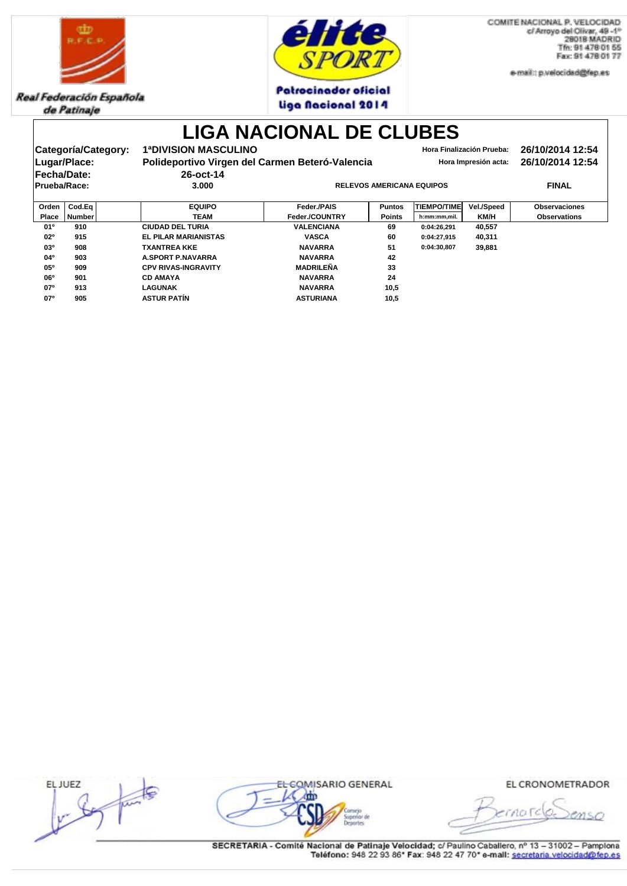Real Federación Española de Patinaje

Patrocinador oficial Liga Nacional 2014

COMITE NACIONAL P. VELOCIDAD
c/ Arroyo del Olivar, 49 -1º
28018 MADRID
Tfn: 91 478 01 55
Fax: 91 478 01 77
e-mail: p.velocidad@fep.es

# LIGA NACIONAL DE CLUBES

**Categoría/Category:** 1ªDIVISION MASCULINO  
**Lugar/Place:** Polideportivo Virgen del Carmen Beteró-Valencia  
**Fecha/Date:** 26-oct-14  
**Prueba/Race:** 3.000 RELEVOS AMERICANA EQUIPOS FINAL

**Hora Finalización Prueba:** 26/10/2014 12:54  
**Hora Impresión acta:** 26/10/2014 12:54

| Orden Place | Cod.Eq Number | EQUIPO TEAM | Feder./PAIS Feder./COUNTRY | Puntos Points | TIEMPO/TIME h:mm:mm,mil. | Vel./Speed KM/H | Observaciones Observations |
|---|---|---|---|---|---|---|---|
| 01º | 910 | CIUDAD DEL TURIA | VALENCIANA | 69 | 0:04:26,291 | 40,557 | |
| 02º | 915 | EL PILAR MARIANISTAS | VASCA | 60 | 0:04:27,915 | 40,311 | |
| 03º | 908 | TXANTREA KKE | NAVARRA | 51 | 0:04:30,807 | 39,881 | |
| 04º | 903 | A.SPORT P.NAVARRA | NAVARRA | 42 | | | |
| 05º | 909 | CPV RIVAS-INGRAVITY | MADRILEÑA | 33 | | | |
| 06º | 901 | CD AMAYA | NAVARRA | 24 | | | |
| 07º | 913 | LAGUNAK | NAVARRA | 10,5 | | | |
| 07º | 905 | ASTUR PATÍN | ASTURIANA | 10,5 | | | |

EL JUEZ EL COMISARIO GENERAL EL CRONOMETRADOR

SECRETARIA - Comité Nacional de Patinaje Velocidad; c/ Paulino Caballero, nº 13 – 31002 – Pamplona
Teléfono: 948 22 93 86* Fax: 948 22 47 70* e-mail: secretaria.velocidad@fep.es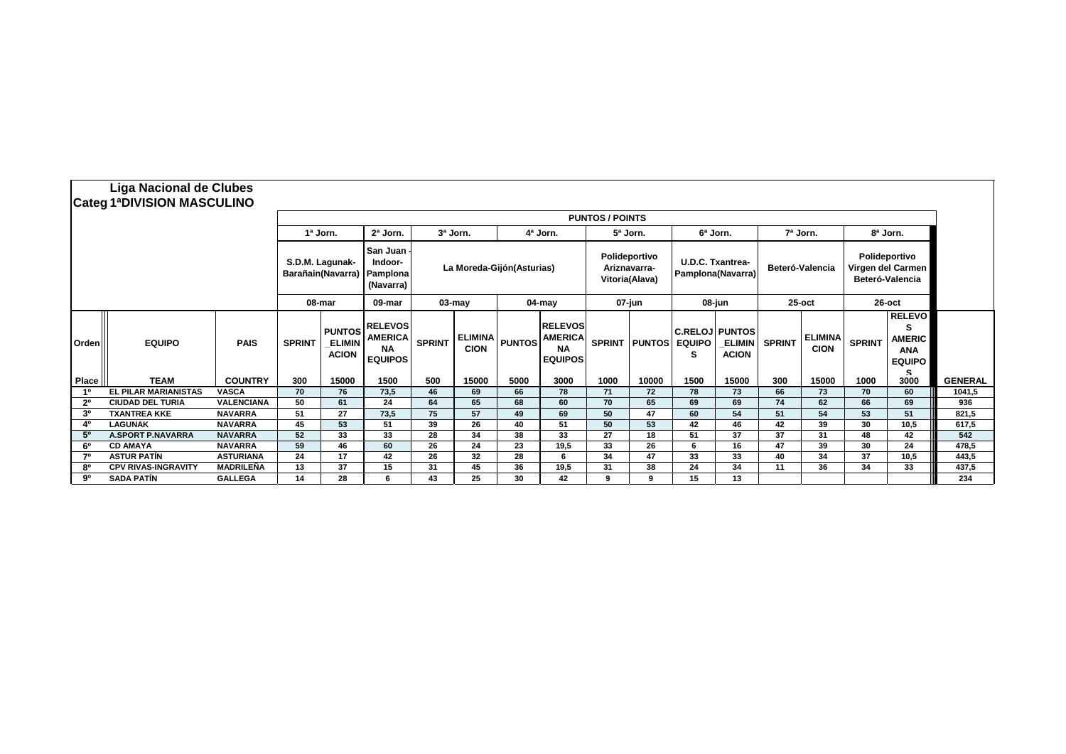# Liga Nacional de Clubes

## Categ 1ªDIVISION MASCULINO

| | | | PUNTOS / POINTS | | | | | | | | | | | | | | | | |
|---|---|---|---|---|---|---|---|---|---|---|---|---|---|---|---|---|---|---|---|
| | | | 1ª Jorn. | | 2ª Jorn. | 3ª Jorn. | | 4ª Jorn. | | 5ª Jorn. | | 6ª Jorn. | | 7ª Jorn. | | 8ª Jorn. | | | |
| | | | S.D.M. Lagunak-Barañain(Navarra) | | San Juan - Indoor-Pamplona (Navarra) | La Moreda-Gijón(Asturias) | | | | Polideportivo Ariznavarra-Vitoria(Alava) | | U.D.C. Txantrea-Pamplona(Navarra) | | Beteró-Valencia | | Polideportivo Virgen del Carmen Beteró-Valencia | | | |
| | | | 08-mar | | 09-mar | 03-may | | 04-may | | 07-jun | | 08-jun | | 25-oct | | 26-oct | | | |
| Orden | EQUIPO | PAIS | SPRINT | PUNTOS_ELIMINACION | RELEVOS AMERICANA EQUIPOS | SPRINT | ELIMINACION | PUNTOS | RELEVOS AMERICANA EQUIPOS | SPRINT | PUNTOS | C.RELOJ EQUIPOS | PUNTOS_ELIMINACION | SPRINT | ELIMINACION | SPRINT | RELEVOS AMERICANA EQUIPOS | | |
| Place | TEAM | COUNTRY | 300 | 15000 | 1500 | 500 | 15000 | 5000 | 3000 | 1000 | 10000 | 1500 | 15000 | 300 | 15000 | 1000 | 3000 | | GENERAL |
| 1º | EL PILAR MARIANISTAS | VASCA | 70 | 76 | 73,5 | 46 | 69 | 66 | 78 | 71 | 72 | 78 | 73 | 66 | 73 | 70 | 60 | | 1041,5 |
| 2º | CIUDAD DEL TURIA | VALENCIANA | 50 | 61 | 24 | 64 | 65 | 68 | 60 | 70 | 65 | 69 | 69 | 74 | 62 | 66 | 69 | | 936 |
| 3º | TXANTREA KKE | NAVARRA | 51 | 27 | 73,5 | 75 | 57 | 49 | 69 | 50 | 47 | 60 | 54 | 51 | 54 | 53 | 51 | | 821,5 |
| 4º | LAGUNAK | NAVARRA | 45 | 53 | 51 | 39 | 26 | 40 | 51 | 50 | 53 | 42 | 46 | 42 | 39 | 30 | 10,5 | | 617,5 |
| 5º | A.SPORT P.NAVARRA | NAVARRA | 52 | 33 | 33 | 28 | 34 | 38 | 33 | 27 | 18 | 51 | 37 | 37 | 31 | 48 | 42 | | 542 |
| 6º | CD AMAYA | NAVARRA | 59 | 46 | 60 | 26 | 24 | 23 | 19,5 | 33 | 26 | 6 | 16 | 47 | 39 | 30 | 24 | | 478,5 |
| 7º | ASTUR PATÍN | ASTURIANA | 24 | 17 | 42 | 26 | 32 | 28 | 6 | 34 | 47 | 33 | 33 | 40 | 34 | 37 | 10,5 | | 443,5 |
| 8º | CPV RIVAS-INGRAVITY | MADRILEÑA | 13 | 37 | 15 | 31 | 45 | 36 | 19,5 | 31 | 38 | 24 | 34 | 11 | 36 | 34 | 33 | | 437,5 |
| 9º | SADA PATÍN | GALLEGA | 14 | 28 | 6 | 43 | 25 | 30 | 42 | 9 | 9 | 15 | 13 | | | | | | 234 |